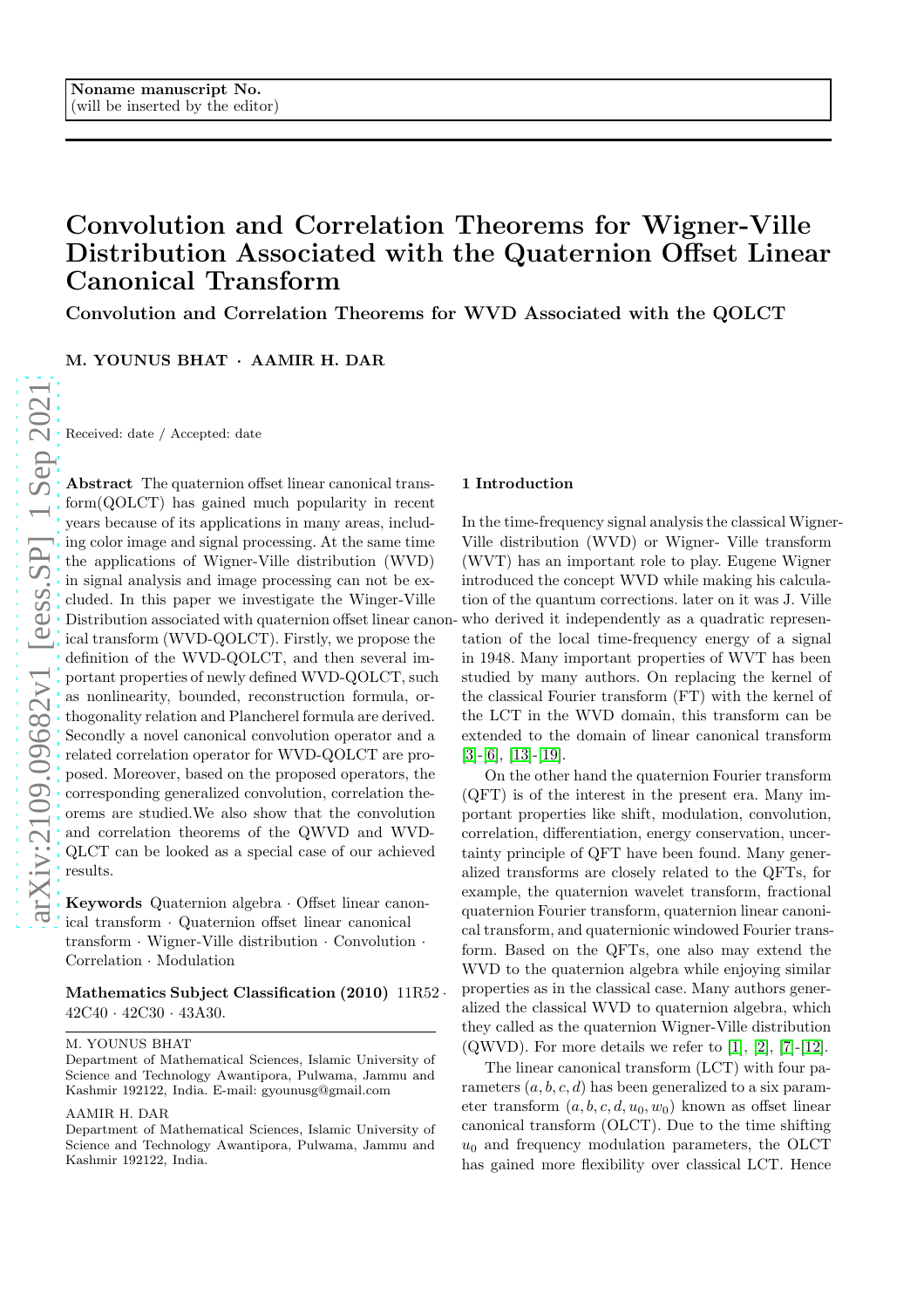Noname manuscript No.
(will be inserted by the editor)

# Convolution and Correlation Theorems for Wigner-Ville Distribution Associated with the Quaternion Offset Linear Canonical Transform

## Convolution and Correlation Theorems for WVD Associated with the QOLCT

**M. YOUNUS BHAT · AAMIR H. DAR**

Received: date / Accepted: date

**Abstract** The quaternion offset linear canonical transform(QOLCT) has gained much popularity in recent years because of its applications in many areas, including color image and signal processing. At the same time the applications of Wigner-Ville distribution (WVD) in signal analysis and image processing can not be excluded. In this paper we investigate the Winger-Ville Distribution associated with quaternion offset linear canonical transform (WVD-QOLCT). Firstly, we propose the definition of the WVD-QOLCT, and then several important properties of newly defined WVD-QOLCT, such as nonlinearity, bounded, reconstruction formula, orthogonality relation and Plancherel formula are derived. Secondly a novel canonical convolution operator and a related correlation operator for WVD-QOLCT are proposed. Moreover, based on the proposed operators, the corresponding generalized convolution, correlation theorems are studied.We also show that the convolution and correlation theorems of the QWVD and WVD-QLCT can be looked as a special case of our achieved results.

**Keywords** Quaternion algebra · Offset linear canonical transform · Quaternion offset linear canonical transform · Wigner-Ville distribution · Convolution · Correlation · Modulation

**Mathematics Subject Classification (2010)** 11R52 · 42C40 · 42C30 · 43A30.

M. YOUNUS BHAT
Department of Mathematical Sciences, Islamic University of Science and Technology Awantipora, Pulwama, Jammu and Kashmir 192122, India. E-mail: gyounusg@gmail.com

AAMIR H. DAR
Department of Mathematical Sciences, Islamic University of Science and Technology Awantipora, Pulwama, Jammu and Kashmir 192122, India.

## 1 Introduction

In the time-frequency signal analysis the classical Wigner-Ville distribution (WVD) or Wigner- Ville transform (WVT) has an important role to play. Eugene Wigner introduced the concept WVD while making his calculation of the quantum corrections. later on it was J. Ville who derived it independently as a quadratic representation of the local time-frequency energy of a signal in 1948. Many important properties of WVT has been studied by many authors. On replacing the kernel of the classical Fourier transform (FT) with the kernel of the LCT in the WVD domain, this transform can be extended to the domain of linear canonical transform [3]-[6], [13]-[19].

On the other hand the quaternion Fourier transform (QFT) is of the interest in the present era. Many important properties like shift, modulation, convolution, correlation, differentiation, energy conservation, uncertainty principle of QFT have been found. Many generalized transforms are closely related to the QFTs, for example, the quaternion wavelet transform, fractional quaternion Fourier transform, quaternion linear canonical transform, and quaternionic windowed Fourier transform. Based on the QFTs, one also may extend the WVD to the quaternion algebra while enjoying similar properties as in the classical case. Many authors generalized the classical WVD to quaternion algebra, which they called as the quaternion Wigner-Ville distribution (QWVD). For more details we refer to [1], [2], [7]-[12].

The linear canonical transform (LCT) with four parameters $(a, b, c, d)$ has been generalized to a six parameter transform $(a, b, c, d, u_0, w_0)$ known as offset linear canonical transform (OLCT). Due to the time shifting $u_0$ and frequency modulation parameters, the OLCT has gained more flexibility over classical LCT. Hence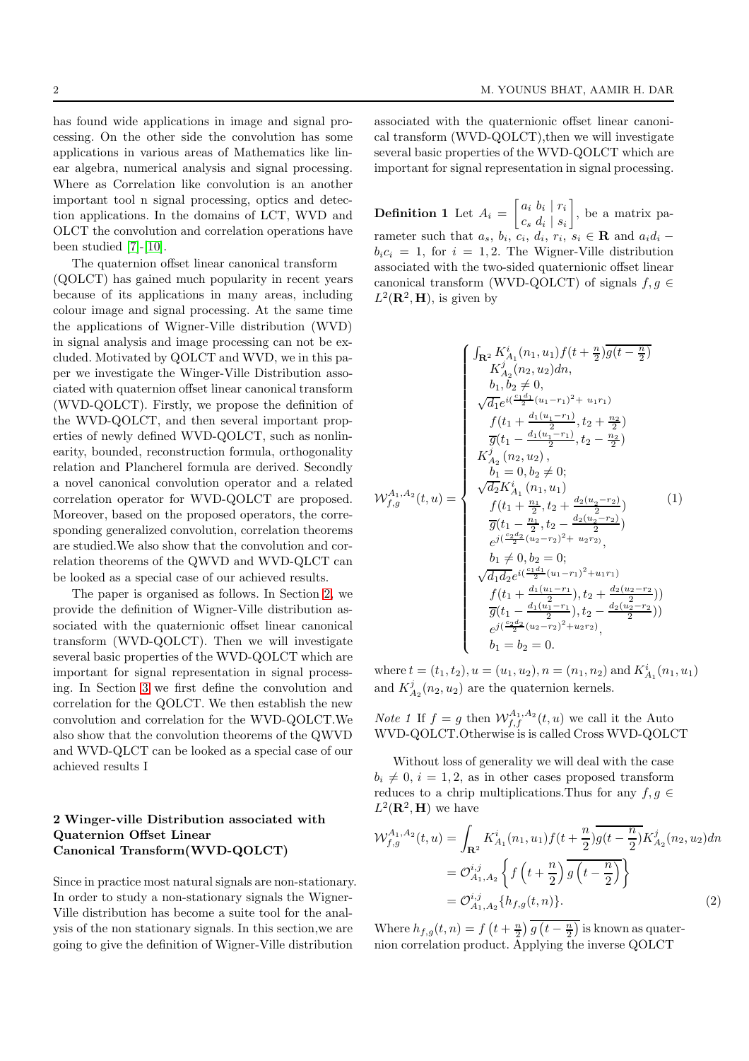has found wide applications in image and signal processing. On the other side the convolution has some applications in various areas of Mathematics like linear algebra, numerical analysis and signal processing. Where as Correlation like convolution is an another important tool n signal processing, optics and detection applications. In the domains of LCT, WVD and OLCT the convolution and correlation operations have been studied [7]-[10].

The quaternion offset linear canonical transform (QOLCT) has gained much popularity in recent years because of its applications in many areas, including colour image and signal processing. At the same time the applications of Wigner-Ville distribution (WVD) in signal analysis and image processing can not be excluded. Motivated by QOLCT and WVD, we in this paper we investigate the Winger-Ville Distribution associated with quaternion offset linear canonical transform (WVD-QOLCT). Firstly, we propose the definition of the WVD-QOLCT, and then several important properties of newly defined WVD-QOLCT, such as nonlinearity, bounded, reconstruction formula, orthogonality relation and Plancherel formula are derived. Secondly a novel canonical convolution operator and a related correlation operator for WVD-QOLCT are proposed. Moreover, based on the proposed operators, the corresponding generalized convolution, correlation theorems are studied.We also show that the convolution and correlation theorems of the QWVD and WVD-QLCT can be looked as a special case of our achieved results.

The paper is organised as follows. In Section 2, we provide the definition of Wigner-Ville distribution associated with the quaternionic offset linear canonical transform (WVD-QOLCT). Then we will investigate several basic properties of the WVD-QOLCT which are important for signal representation in signal processing. In Section 3 we first define the convolution and correlation for the QOLCT. We then establish the new convolution and correlation for the WVD-QOLCT.We also show that the convolution theorems of the QWVD and WVD-QLCT can be looked as a special case of our achieved results I

## 2 Winger-ville Distribution associated with Quaternion Offset Linear Canonical Transform(WVD-QOLCT)

Since in practice most natural signals are non-stationary. In order to study a non-stationary signals the Wigner-Ville distribution has become a suite tool for the analysis of the non stationary signals. In this section,we are going to give the definition of Wigner-Ville distribution associated with the quaternionic offset linear canonical transform (WVD-QOLCT),then we will investigate several basic properties of the WVD-QOLCT which are important for signal representation in signal processing.

**Definition 1** Let $A_i = \begin{bmatrix} a_i & b_i & | & r_i \\ c_s & d_i & | & s_i \end{bmatrix}$, be a matrix parameter such that $a_s,\ b_i,\ c_i,\ d_i,\ r_i,\ s_i \in \mathbf{R}$ and $a_i d_i - b_i c_i = 1$, for $i = 1, 2$. The Wigner-Ville distribution associated with the two-sided quaternionic offset linear canonical transform (WVD-QOLCT) of signals $f, g \in L^2(\mathbf{R}^2, \mathbf{H})$, is given by

$$
\mathcal{W}_{f,g}^{A_1,A_2}(t,u) = \begin{cases}
\int_{\mathbf{R}^2} K_{A_1}^i(n_1,u_1) f(t+\frac{n}{2})\overline{g(t-\frac{n}{2})} K_{A_2}^j(n_2,u_2)dn, \\
\quad b_1, b_2 \neq 0, \\
\sqrt{d_1} e^{i(\frac{c_1 d_1}{2}(u_1-r_1)^2 + \ u_1 r_1)} f(t_1 + \frac{d_1(u_1-r_1)}{2}, t_2 + \frac{n_2}{2}) \overline{g}(t_1 - \frac{d_1(u_1-r_1)}{2}, t_2 - \frac{n_2}{2}) K_{A_2}^j(n_2,u_2), \\
\quad b_1 = 0, b_2 \neq 0; \\
\sqrt{d_2} K_{A_1}^i(n_1,u_1) f(t_1 + \frac{n_1}{2}, t_2 + \frac{d_2(u_2-r_2)}{2}) \overline{g}(t_1 - \frac{n_1}{2}, t_2 - \frac{d_2(u_2-r_2)}{2}) e^{j(\frac{c_2 d_2}{2}(u_2-r_2)^2 + \ u_2 r_2)}, \\
\quad b_1 \neq 0, b_2 = 0; \\
\sqrt{d_1 d_2} e^{i(\frac{c_1 d_1}{2}(u_1-r_1)^2 + u_1 r_1)} f(t_1 + \frac{d_1(u_1-r_1)}{2}), t_2 + \frac{d_2(u_2-r_2)}{2})) \overline{g}(t_1 - \frac{d_1(u_1-r_1)}{2}), t_2 - \frac{d_2(u_2-r_2)}{2})) e^{j(\frac{c_2 d_2}{2}(u_2-r_2)^2 + u_2 r_2)}, \\
\quad b_1 = b_2 = 0.
\end{cases} \tag{1}
$$

where $t = (t_1, t_2)$, $u = (u_1, u_2)$, $n = (n_1, n_2)$ and $K_{A_1}^i(n_1, u_1)$ and $K_{A_2}^j(n_2, u_2)$ are the quaternion kernels.

*Note 1* If $f = g$ then $\mathcal{W}_{f,f}^{A_1,A_2}(t,u)$ we call it the Auto WVD-QOLCT.Otherwise is is called Cross WVD-QOLCT

Without loss of generality we will deal with the case $b_i \neq 0$, $i = 1, 2$, as in other cases proposed transform reduces to a chrip multiplications.Thus for any $f, g \in L^2(\mathbf{R}^2, \mathbf{H})$ we have

$$
\begin{aligned}
\mathcal{W}_{f,g}^{A_1,A_2}(t,u) &= \int_{\mathbf{R}^2} K_{A_1}^i(n_1,u_1) f(t+\frac{n}{2})\overline{g(t-\frac{n}{2})} K_{A_2}^j(n_2,u_2)dn \\
&= \mathcal{O}_{A_1,A_2}^{i,j}\left\{ f\left(t+\frac{n}{2}\right)\overline{g\left(t-\frac{n}{2}\right)} \right\} \\
&= \mathcal{O}_{A_1,A_2}^{i,j}\{h_{f,g}(t,n)\}.
\end{aligned} \tag{2}
$$

Where $h_{f,g}(t,n) = f\left(t+\frac{n}{2}\right)\overline{g\left(t-\frac{n}{2}\right)}$ is known as quaternion correlation product. Applying the inverse QOLCT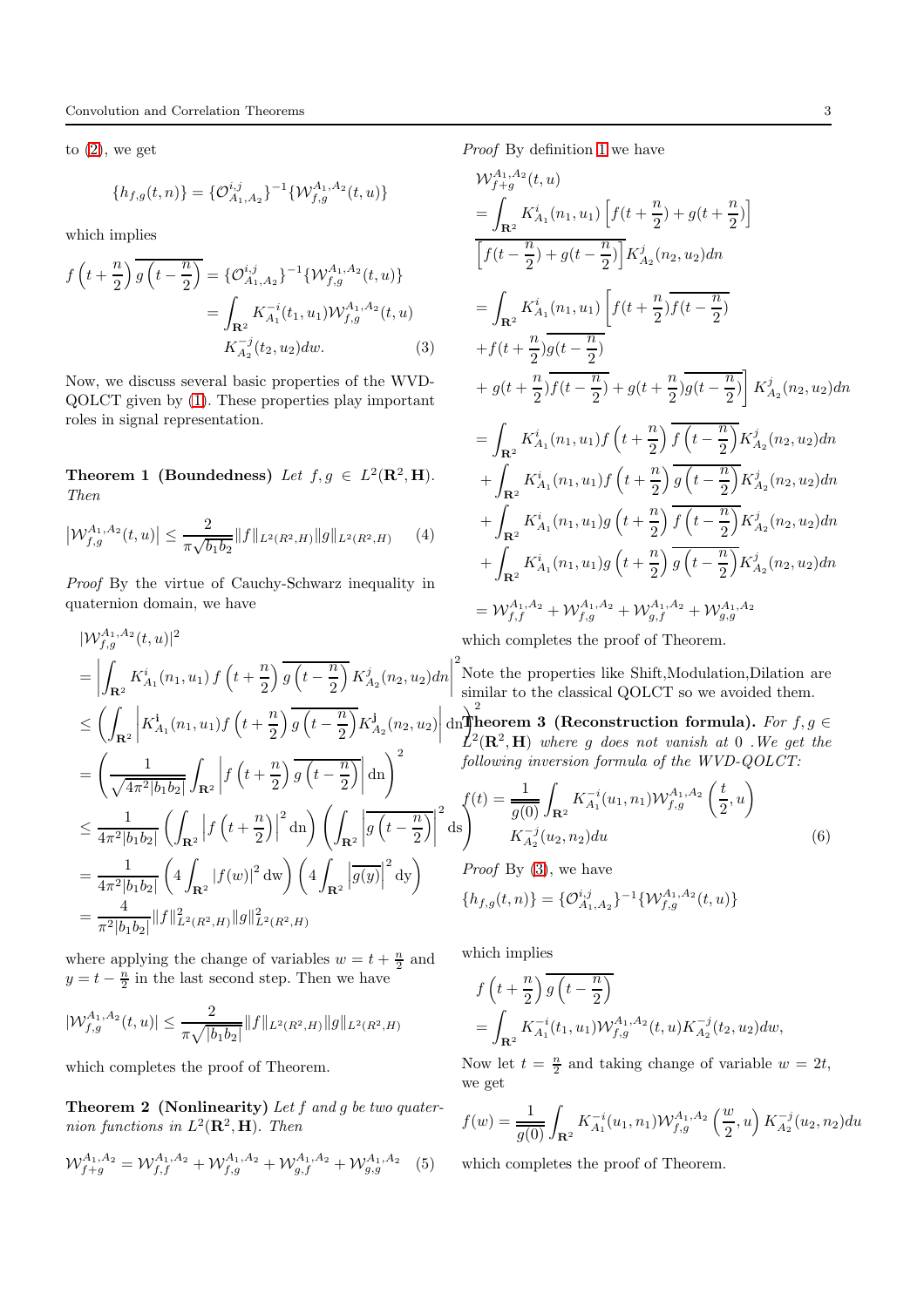to (2), we get

$$\{h_{f,g}(t,n)\} = \{\mathcal{O}^{i,j}_{A_1,A_2}\}^{-1}\{\mathcal{W}^{A_1,A_2}_{f,g}(t,u)\}$$

which implies

$$\begin{aligned} f\left(t+\frac{n}{2}\right)\overline{g\left(t-\frac{n}{2}\right)} &= \{\mathcal{O}^{i,j}_{A_1,A_2}\}^{-1}\{\mathcal{W}^{A_1,A_2}_{f,g}(t,u)\} \\ &= \int_{\mathbf{R}^2} K^{-i}_{A_1}(t_1,u_1)\mathcal{W}^{A_1,A_2}_{f,g}(t,u) \\ &\quad K^{-j}_{A_2}(t_2,u_2)dw. \end{aligned} \tag{3}$$

Now, we discuss several basic properties of the WVD-QOLCT given by (1). These properties play important roles in signal representation.

**Theorem 1 (Boundedness)** *Let $f, g \in L^2(\mathbf{R}^2, \mathbf{H})$. Then*

$$\left|\mathcal{W}^{A_1,A_2}_{f,g}(t,u)\right| \leq \frac{2}{\pi\sqrt{b_1 b_2}}\|f\|_{L^2(R^2,H)}\|g\|_{L^2(R^2,H)} \tag{4}$$

*Proof* By the virtue of Cauchy-Schwarz inequality in quaternion domain, we have

$$\begin{aligned} &|\mathcal{W}^{A_1,A_2}_{f,g}(t,u)|^2 \\ &= \left|\int_{\mathbf{R}^2} K^i_{A_1}(n_1,u_1)\, f\left(t+\frac{n}{2}\right)\overline{g\left(t-\frac{n}{2}\right)}K^j_{A_2}(n_2,u_2)dn\right|^2 \\ &\leq \left(\int_{\mathbf{R}^2}\left|K^{\mathbf{i}}_{A_1}(n_1,u_1)f\left(t+\frac{n}{2}\right)\overline{g\left(t-\frac{n}{2}\right)}K^{\mathbf{j}}_{A_2}(n_2,u_2)\right|\mathrm{dn}\right)^2 \\ &= \left(\frac{1}{\sqrt{4\pi^2|b_1b_2|}}\int_{\mathbf{R}^2}\left|f\left(t+\frac{n}{2}\right)\overline{g\left(t-\frac{n}{2}\right)}\right|\mathrm{dn}\right)^2 \\ &\leq \frac{1}{4\pi^2|b_1b_2|}\left(\int_{\mathbf{R}^2}\left|f\left(t+\frac{n}{2}\right)\right|^2\mathrm{dn}\right)\left(\int_{\mathbf{R}^2}\left|\overline{g\left(t-\frac{n}{2}\right)}\right|^2\mathrm{ds}\right) \\ &= \frac{1}{4\pi^2|b_1b_2|}\left(4\int_{\mathbf{R}^2}|f(w)|^2\,\mathrm{dw}\right)\left(4\int_{\mathbf{R}^2}\left|\overline{g(y)}\right|^2\mathrm{dy}\right) \\ &= \frac{4}{\pi^2|b_1b_2|}\|f\|^2_{L^2(R^2,H)}\|g\|^2_{L^2(R^2,H)} \end{aligned}$$

where applying the change of variables $w = t + \frac{n}{2}$ and $y = t - \frac{n}{2}$ in the last second step. Then we have

$$|\mathcal{W}^{A_1,A_2}_{f,g}(t,u)| \leq \frac{2}{\pi\sqrt{|b_1b_2|}}\|f\|_{L^2(R^2,H)}\|g\|_{L^2(R^2,H)}$$

which completes the proof of Theorem.

**Theorem 2 (Nonlinearity)** *Let $f$ and $g$ be two quaternion functions in $L^2(\mathbf{R}^2, \mathbf{H})$. Then*

$$\mathcal{W}^{A_1,A_2}_{f+g} = \mathcal{W}^{A_1,A_2}_{f,f} + \mathcal{W}^{A_1,A_2}_{f,g} + \mathcal{W}^{A_1,A_2}_{g,f} + \mathcal{W}^{A_1,A_2}_{g,g} \tag{5}$$

*Proof* By definition 1 we have

$$\begin{aligned} &\mathcal{W}^{A_1,A_2}_{f+g}(t,u) \\ &= \int_{\mathbf{R}^2} K^i_{A_1}(n_1,u_1)\left[f(t+\frac{n}{2}) + g(t+\frac{n}{2})\right] \\ &\quad\overline{\left[f(t-\frac{n}{2}) + g(t-\frac{n}{2})\right]}K^j_{A_2}(n_2,u_2)dn \\ &= \int_{\mathbf{R}^2} K^i_{A_1}(n_1,u_1)\left[f(t+\frac{n}{2})\overline{f(t-\frac{n}{2})}\right. \\ &\quad + f(t+\frac{n}{2})\overline{g(t-\frac{n}{2})} \\ &\quad \left.+ g(t+\frac{n}{2})\overline{f(t-\frac{n}{2})} + g(t+\frac{n}{2})\overline{g(t-\frac{n}{2})}\right]K^j_{A_2}(n_2,u_2)dn \\ &= \int_{\mathbf{R}^2} K^i_{A_1}(n_1,u_1)f\left(t+\frac{n}{2}\right)\overline{f\left(t-\frac{n}{2}\right)}K^j_{A_2}(n_2,u_2)dn \\ &\quad + \int_{\mathbf{R}^2} K^i_{A_1}(n_1,u_1)f\left(t+\frac{n}{2}\right)\overline{g\left(t-\frac{n}{2}\right)}K^j_{A_2}(n_2,u_2)dn \\ &\quad + \int_{\mathbf{R}^2} K^i_{A_1}(n_1,u_1)g\left(t+\frac{n}{2}\right)\overline{f\left(t-\frac{n}{2}\right)}K^j_{A_2}(n_2,u_2)dn \\ &\quad + \int_{\mathbf{R}^2} K^i_{A_1}(n_1,u_1)g\left(t+\frac{n}{2}\right)\overline{g\left(t-\frac{n}{2}\right)}K^j_{A_2}(n_2,u_2)dn \\ &= \mathcal{W}^{A_1,A_2}_{f,f} + \mathcal{W}^{A_1,A_2}_{f,g} + \mathcal{W}^{A_1,A_2}_{g,f} + \mathcal{W}^{A_1,A_2}_{g,g} \end{aligned}$$

which completes the proof of Theorem.

Note the properties like Shift,Modulation,Dilation are similar to the classical QOLCT so we avoided them.

**Theorem 3 (Reconstruction formula).** *For $f, g \in L^2(\mathbf{R}^2, \mathbf{H})$ where $g$ does not vanish at 0 .We get the following inversion formula of the WVD-QOLCT:*

$$\begin{aligned} f(t) = \frac{1}{\overline{g(0)}}\int_{\mathbf{R}^2} &K^{-i}_{A_1}(u_1,n_1)\mathcal{W}^{A_1,A_2}_{f,g}\left(\frac{t}{2},u\right) \\ &K^{-j}_{A_2}(u_2,n_2)du \end{aligned} \tag{6}$$

*Proof* By (3), we have

$$\{h_{f,g}(t,n)\} = \{\mathcal{O}^{i,j}_{A_1,A_2}\}^{-1}\{\mathcal{W}^{A_1,A_2}_{f,g}(t,u)\}$$

which implies

$$\begin{aligned} &f\left(t+\frac{n}{2}\right)\overline{g\left(t-\frac{n}{2}\right)} \\ &= \int_{\mathbf{R}^2} K^{-i}_{A_1}(t_1,u_1)\mathcal{W}^{A_1,A_2}_{f,g}(t,u)K^{-j}_{A_2}(t_2,u_2)dw, \end{aligned}$$

Now let $t = \frac{n}{2}$ and taking change of variable $w = 2t$, we get

$$f(w) = \frac{1}{\overline{g(0)}}\int_{\mathbf{R}^2} K^{-i}_{A_1}(u_1,n_1)\mathcal{W}^{A_1,A_2}_{f,g}\left(\frac{w}{2},u\right)K^{-j}_{A_2}(u_2,n_2)du$$

which completes the proof of Theorem.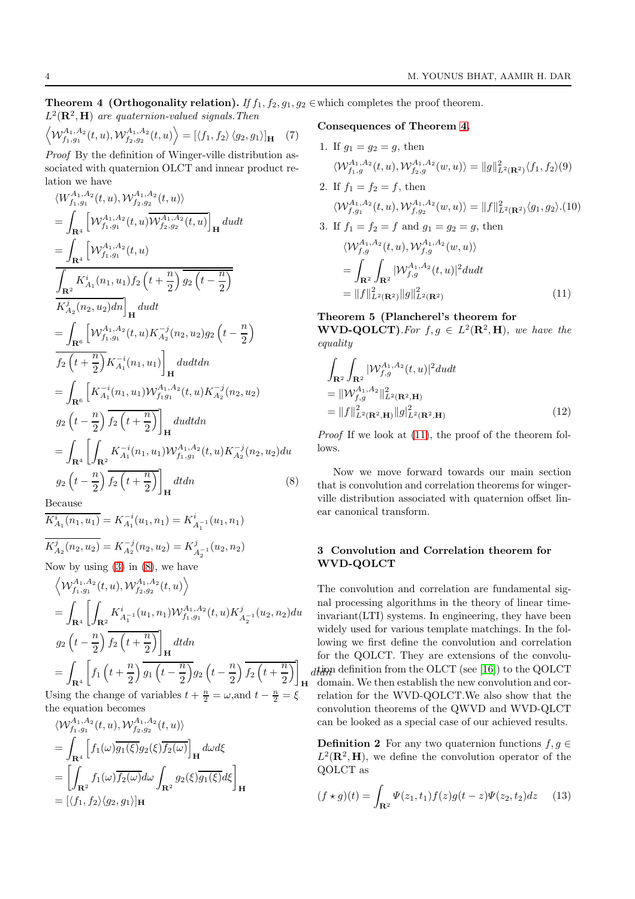**Theorem 4 (Orthogonality relation).** *If $f_1, f_2, g_1, g_2 \in L^2(\mathbf{R}^2, \mathbf{H})$ are quaternion-valued signals. Then*

$$\left\langle \mathcal{W}^{A_1,A_2}_{f_1,g_1}(t,u), \mathcal{W}^{A_1,A_2}_{f_2,g_2}(t,u)\right\rangle = \left[\langle f_1, f_2\rangle \langle g_2, g_1\rangle\right]_{\mathbf{H}} \quad (7)$$

*Proof* By the definition of Winger-ville distribution associated with quaternion OLCT and innear product relation we have

$$\begin{aligned}
&\langle W^{A_1,A_2}_{f_1,g_1}(t,u), \mathcal{W}^{A_1,A_2}_{f_2,g_2}(t,u)\rangle \\
&= \int_{\mathbf{R}^4}\left[\mathcal{W}^{A_1,A_2}_{f_1,g_1}(t,u)\overline{\mathcal{W}^{A_1,A_2}_{f_2,g_2}(t,u)}\right]_{\mathbf{H}} dudt \\
&= \int_{\mathbf{R}^4}\Bigg[\mathcal{W}^{A_1,A_2}_{f_1,g_1}(t,u) \\
&\overline{\int_{\mathbf{R}^2} K^i_{A_1}(n_1,u_1) f_2\left(t+\frac{n}{2}\right)\overline{g_2\left(t-\frac{n}{2}\right)}} \\
&\overline{K^j_{A_2}(n_2,u_2)dn}\Bigg]_{\mathbf{H}} dudt \\
&= \int_{\mathbf{R}^6}\Bigg[\mathcal{W}^{A_1,A_2}_{f_1,g_1}(t,u)K^{-j}_{A_2}(n_2,u_2)g_2\left(t-\frac{n}{2}\right) \\
&\overline{f_2\left(t+\frac{n}{2}\right)}K^{-i}_{A_1}(n_1,u_1)\Bigg]_{\mathbf{H}} dudtdn \\
&= \int_{\mathbf{R}^6}\Bigg[K^{-i}_{A_1}(n_1,u_1)\mathcal{W}^{A_1,A_2}_{f_1 g_1}(t,u)K^{-j}_{A_2}(n_2,u_2) \\
&g_2\left(t-\frac{n}{2}\right)\overline{f_2\left(t+\frac{n}{2}\right)}\Bigg]_{\mathbf{H}} dudtdn \\
&= \int_{\mathbf{R}^4}\Bigg[\int_{\mathbf{R}^2} K^{-i}_{A_1}(n_1,u_1)\mathcal{W}^{A_1,A_2}_{f_1,g_1}(t,u)K^{-j}_{A_2}(n_2,u_2)du \\
&g_2\left(t-\frac{n}{2}\right)\overline{f_2\left(t+\frac{n}{2}\right)}\Bigg]_{\mathbf{H}} dtdn \qquad (8)
\end{aligned}$$

Because

$$\overline{K^i_{A_1}(n_1,u_1)} = K^{-i}_{A_1}(u_1,n_1) = K^i_{A_1^{-1}}(u_1,n_1)$$

$$\overline{K^j_{A_2}(n_2,u_2)} = K^{-j}_{A_2}(n_2,u_2) = K^j_{A_2^{-1}}(u_2,n_2)$$

Now by using (3) in (8), we have

$$\begin{aligned}
&\left\langle \mathcal{W}^{A_1,A_2}_{f_1,g_1}(t,u), \mathcal{W}^{A_1,A_2}_{f_2,g_2}(t,u)\right\rangle \\
&= \int_{\mathbf{R}^4}\Bigg[\int_{\mathbf{R}^2} K^i_{A_1^{-1}}(u_1,n_1)\mathcal{W}^{A_1,A_2}_{f_1,g_1}(t,u)K^j_{A_2^{-1}}(u_2,n_2)du \\
&g_2\left(t-\frac{n}{2}\right)\overline{f_2\left(t+\frac{n}{2}\right)}\Bigg]_{\mathbf{H}} dtdn \\
&= \int_{\mathbf{R}^4}\left[f_1\left(t+\frac{n}{2}\right)\overline{g_1\left(t-\frac{n}{2}\right)}g_2\left(t-\frac{n}{2}\right)\overline{f_2\left(t+\frac{n}{2}\right)}\right]_{\mathbf{H}} dtdn
\end{aligned}$$

Using the change of variables $t+\frac{n}{2}=\omega$, and $t-\frac{n}{2}=\xi$ the equation becomes

$$\begin{aligned}
&\langle \mathcal{W}^{A_1,A_2}_{f_1,g_1}(t,u), \mathcal{W}^{A_1,A_2}_{f_2,g_2}(t,u)\rangle \\
&= \int_{\mathbf{R}^4}\left[f_1(\omega)\overline{g_1(\xi)}g_2(\xi)\overline{f_2(\omega)}\right]_{\mathbf{H}} d\omega d\xi \\
&= \left[\int_{\mathbf{R}^2} f_1(\omega)\overline{f_2(\omega)}d\omega \int_{\mathbf{R}^2} g_2(\xi)\overline{g_1(\xi)}d\xi\right]_{\mathbf{H}} \\
&= [\langle f_1, f_2\rangle\langle g_2, g_1\rangle]_{\mathbf{H}}
\end{aligned}$$

which completes the proof theorem.

**Consequences of Theorem 4.**

1. If $g_1 = g_2 = g$, then
$$\langle \mathcal{W}^{A_1,A_2}_{f_1,g}(t,u), \mathcal{W}^{A_1,A_2}_{f_2,g}(w,u)\rangle = \|g\|^2_{L^2(\mathbf{R}^2)}\langle f_1, f_2\rangle \quad (9)$$
2. If $f_1 = f_2 = f$, then
$$\langle \mathcal{W}^{A_1,A_2}_{f,g_1}(t,u), \mathcal{W}^{A_1,A_2}_{f,g_2}(w,u)\rangle = \|f\|^2_{L^2(\mathbf{R}^2)}\langle g_1, g_2\rangle. \quad (10)$$
3. If $f_1 = f_2 = f$ and $g_1 = g_2 = g$, then
$$\begin{aligned}
&\langle \mathcal{W}^{A_1,A_2}_{f,g}(t,u), \mathcal{W}^{A_1,A_2}_{f,g}(w,u)\rangle \\
&= \int_{\mathbf{R}^2}\int_{\mathbf{R}^2} |\mathcal{W}^{A_1,A_2}_{f,g}(t,u)|^2 dudt \\
&= \|f\|^2_{L^2(\mathbf{R}^2)}\|g\|^2_{L^2(\mathbf{R}^2)} \qquad (11)
\end{aligned}$$

**Theorem 5 (Plancherel's theorem for WVD-QOLCT).** *For $f, g \in L^2(\mathbf{R}^2, \mathbf{H})$, we have the equality*

$$\begin{aligned}
&\int_{\mathbf{R}^2}\int_{\mathbf{R}^2} |\mathcal{W}^{A_1,A_2}_{f,g}(t,u)|^2 dudt \\
&= \|\mathcal{W}^{A_1,A_2}_{f,g}\|^2_{L^2(\mathbf{R}^2,\mathbf{H})} \\
&= \|f\|^2_{L^2(\mathbf{R}^2,\mathbf{H})}\|g|^2_{L^2(\mathbf{R}^2,\mathbf{H})} \qquad (12)
\end{aligned}$$

*Proof* If we look at (11), the proof of the theorem follows.

Now we move forward towards our main section that is convolution and correlation theorems for winger-ville distribution associated with quaternion offset linear canonical transform.

## 3 Convolution and Correlation theorem for WVD-QOLCT

The convolution and correlation are fundamental signal processing algorithms in the theory of linear time-invariant(LTI) systems. In engineering, they have been widely used for various template matchings. In the following we first define the convolution and correlation for the QOLCT. They are extensions of the convolution definition from the OLCT (see [16]) to the QOLCT domain. We then establish the new convolution and correlation for the WVD-QOLCT.We also show that the convolution theorems of the QWVD and WVD-QLCT can be looked as a special case of our achieved results.

**Definition 2** For any two quaternion functions $f, g \in L^2(\mathbf{R}^2, \mathbf{H})$, we define the convolution operator of the QOLCT as

$$(f \star g)(t) = \int_{\mathbf{R}^2} \Psi(z_1,t_1)f(z)g(t-z)\Psi(z_2,t_2)dz \quad (13)$$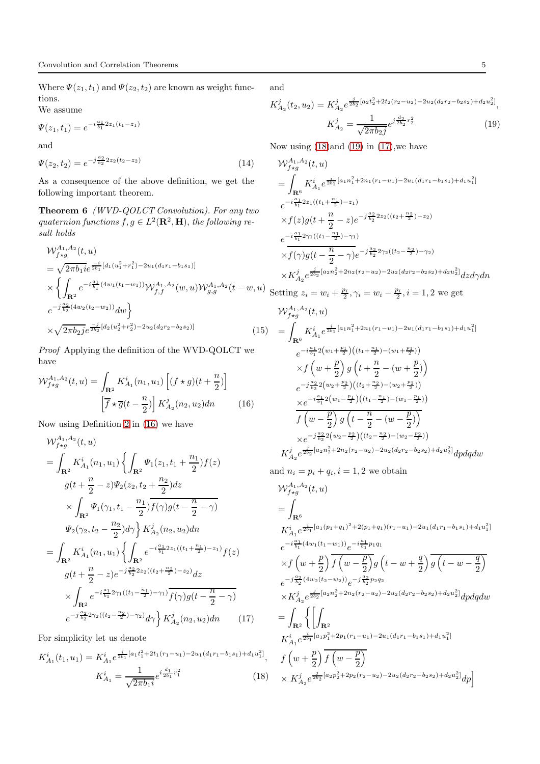Where $\Psi(z_1, t_1)$ and $\Psi(z_2, t_2)$ are known as weight functions.

We assume

$$\Psi(z_1, t_1) = e^{-i\frac{a_1}{b_1}2z_1(t_1 - z_1)}$$

and

$$\Psi(z_2, t_2) = e^{-j\frac{a_2}{b_2}2z_2(t_2 - z_2)} \tag{14}$$

As a consequence of the above definition, we get the following important theorem.

**Theorem 6** *(WVD-QOLCT Convolution). For any two quaternion functions $f, g \in L^2(\mathbf{R}^2, \mathbf{H})$, the following result holds*

$$\begin{aligned}
&\mathcal{W}_{f\star g}^{A_1,A_2}(t,u) \\
&= \sqrt{2\pi b_1}ie^{\frac{-i}{2b_1}[d_1(u_1^2+r_1^2)-2u_1(d_1r_1-b_1s_1)]} \\
&\times\left\{\int_{\mathbf{R}^2} e^{-i\frac{a_1}{b_1}(4w_1(t_1-w_1))}\mathcal{W}_{f,f}^{A_1,A_2}(w,u)\mathcal{W}_{g,g}^{A_1,A_2}(t-w,u)\right. \\
&\left. e^{-j\frac{a_2}{b_2}(4w_2(t_2-w_2))}dw\right\} \\
&\times\sqrt{2\pi b_2 j}e^{\frac{-j}{2b_2}[d_2(u_2^2+r_2^2)-2u_2(d_2r_2-b_2s_2)]}
\end{aligned} \tag{15}$$

*Proof* Applying the definition of the WVD-QOLCT we have

$$\begin{aligned}
\mathcal{W}_{f\star g}^{A_1,A_2}(t,u) = \int_{\mathbf{R}^2} K_{A_1}^i(n_1,u_1)\left[(f\star g)(t+\frac{n}{2})\right] \\
\left[\overline{f\star g}(t-\frac{n}{2})\right]K_{A_2}^j(n_2,u_2)dn
\end{aligned} \tag{16}$$

Now using Definition 2 in (16) we have

$$\begin{aligned}
&\mathcal{W}_{f\star g}^{A_1,A_2}(t,u) \\
&= \int_{\mathbf{R}^2} K_{A_1}^i(n_1,u_1)\left\{\int_{\mathbf{R}^2}\Psi_1(z_1,t_1+\frac{n_1}{2})f(z)\right. \\
&\quad g(t+\frac{n}{2}-z)\Psi_2(z_2,t_2+\frac{n_2}{2})dz \\
&\quad\times\int_{\mathbf{R}^2}\Psi_1(\gamma_1,t_1-\frac{n_1}{2})\overline{f(\gamma)g(t-\frac{n}{2}-\gamma)} \\
&\quad\left.\Psi_2(\gamma_2,t_2-\frac{n_2}{2})d\gamma\right\}K_{A_2}^j(n_2,u_2)dn \\
&= \int_{\mathbf{R}^2} K_{A_1}^i(n_1,u_1)\left\{\int_{\mathbf{R}^2}e^{-i\frac{a_1}{b_1}2z_1((t_1+\frac{n_1}{2})-z_1)}f(z)\right. \\
&\quad g(t+\frac{n}{2}-z)e^{-j\frac{a_2}{b_2}2z_2((t_2+\frac{n_2}{2})-z_2)}dz \\
&\quad\times\int_{\mathbf{R}^2}e^{-i\frac{a_1}{b_1}2\gamma_1((t_1-\frac{n_1}{2})-\gamma_1)}\overline{f(\gamma)g(t-\frac{n}{2}-\gamma)} \\
&\quad\left.e^{-j\frac{a_2}{b_2}2\gamma_2((t_2-\frac{n_2}{2})-\gamma_2)}d\gamma\right\}K_{A_2}^j(n_2,u_2)dn
\end{aligned} \tag{17}$$

For simplicity let us denote

$$\begin{aligned}
K_{A_1}^i(t_1,u_1) = K_{A_1}^i e^{\frac{i}{2b_1}[a_1t_1^2+2t_1(r_1-u_1)-2u_1(d_1r_1-b_1s_1)+d_1u_1^2]}, \\
K_{A_1}^i = \frac{1}{\sqrt{2\pi b_1 i}}e^{i\frac{d_1}{2b_1}r_1^2}
\end{aligned} \tag{18}$$

and

$$\begin{aligned}
K_{A_2}^j(t_2,u_2) = K_{A_2}^j e^{\frac{j}{2b_2}[a_2t_2^2+2t_2(r_2-u_2)-2u_2(d_2r_2-b_2s_2)+d_2u_2^2]}, \\
K_{A_2}^j = \frac{1}{\sqrt{2\pi b_2 j}}e^{j\frac{d_2}{2b_2}r_2^2}
\end{aligned} \tag{19}$$

Now using (18) and (19) in (17), we have

$$\begin{aligned}
&\mathcal{W}_{f\star g}^{A_1,A_2}(t,u) \\
&= \int_{\mathbf{R}^6} K_{A_1}^i e^{\frac{i}{2b_1}[a_1n_1^2+2n_1(r_1-u_1)-2u_1(d_1r_1-b_1s_1)+d_1u_1^2]} \\
&\quad e^{-i\frac{a_1}{b_1}2z_1((t_1+\frac{n_1}{2})-z_1)} \\
&\quad\times f(z)g(t+\frac{n}{2}-z)e^{-j\frac{a_2}{b_2}2z_2((t_2+\frac{n_2}{2})-z_2)} \\
&\quad \overline{e^{-i\frac{a_1}{b_1}2\gamma_1((t_1-\frac{n_1}{2})-\gamma_1)}} \\
&\quad \overline{\times f(\gamma)g(t-\frac{n}{2}-\gamma)e^{-j\frac{a_2}{b_2}2\gamma_2((t_2-\frac{n_2}{2})-\gamma_2)}} \\
&\quad\times K_{A_2}^j e^{\frac{j}{2b_2}[a_2n_2^2+2n_2(r_2-u_2)-2u_2(d_2r_2-b_2s_2)+d_2u_2^2]}dzd\gamma dn
\end{aligned}$$

Setting $z_i = w_i + \frac{p_i}{2}, \gamma_i = w_i - \frac{p_i}{2}, i = 1,2$ we get

$$\begin{aligned}
&\mathcal{W}_{f\star g}^{A_1,A_2}(t,u) \\
&= \int_{\mathbf{R}^6} K_{A_1}^i e^{\frac{i}{2b_1}[a_1n_1^2+2n_1(r_1-u_1)-2u_1(d_1r_1-b_1s_1)+d_1u_1^2]} \\
&\quad e^{-i\frac{a_1}{b_1}2\left(w_1+\frac{p_1}{2}\right)\left((t_1+\frac{n_1}{2})-(w_1+\frac{p_1}{2})\right)} \\
&\quad\times f\left(w+\frac{p}{2}\right)g\left(t+\frac{n}{2}-(w+\frac{p}{2})\right) \\
&\quad e^{-j\frac{a_2}{b_2}2\left(w_2+\frac{p_2}{2}\right)\left((t_2+\frac{n_2}{2})-(w_2+\frac{p_2}{2})\right)} \\
&\quad\overline{\times e^{-i\frac{a_1}{b_1}2\left(w_1-\frac{p_1}{2}\right)\left((t_1-\frac{n_1}{2})-(w_1-\frac{p_1}{2})\right)}} \\
&\quad\overline{f\left(w-\frac{p}{2}\right)g\left(t-\frac{n}{2}-(w-\frac{p}{2})\right)} \\
&\quad\overline{\times e^{-j\frac{a_2}{b_2}2\left(w_2-\frac{p_2}{2}\right)\left((t_2-\frac{n_2}{2})-(w_2-\frac{p_2}{2})\right)}} \\
&\quad K_{A_2}^j e^{\frac{j}{2b_2}[a_2n_2^2+2n_2(r_2-u_2)-2u_2(d_2r_2-b_2s_2)+d_2u_2^2]}dpdqdw
\end{aligned}$$

and $n_i = p_i + q_i, i = 1,2$ we obtain

$$\begin{aligned}
&\mathcal{W}_{f\star g}^{A_1,A_2}(t,u) \\
&= \int_{\mathbf{R}^6} \\
&\quad K_{A_1}^i e^{\frac{i}{2b_1}[a_1(p_1+q_1)^2+2(p_1+q_1)(r_1-u_1)-2u_1(d_1r_1-b_1s_1)+d_1u_1^2]} \\
&\quad e^{-i\frac{a_1}{b_1}(4w_1(t_1-w_1))}e^{-i\frac{a_1}{b_1}p_1q_1} \\
&\quad\times f\left(w+\frac{p}{2}\right)\overline{f\left(w-\frac{p}{2}\right)}g\left(t-w+\frac{q}{2}\right)\overline{g\left(t-w-\frac{q}{2}\right)} \\
&\quad e^{-j\frac{a_2}{b_2}(4w_2(t_2-w_2))}e^{-j\frac{a_2}{b_2}p_2q_2} \\
&\quad\times K_{A_2}^j e^{\frac{j}{2b_2}[a_2n_2^2+2n_2(r_2-u_2)-2u_2(d_2r_2-b_2s_2)+d_2u_2^2]}dpdqdw \\
&= \int_{\mathbf{R}^2}\left\{\left[\int_{\mathbf{R}^2}\right.\right. \\
&\quad K_{A_1}^i e^{\frac{i}{2b_1}[a_1p_1^2+2p_1(r_1-u_1)-2u_1(d_1r_1-b_1s_1)+d_1u_1^2]} \\
&\quad f\left(w+\frac{p}{2}\right)\overline{f\left(w-\frac{p}{2}\right)} \\
&\quad\left.\times K_{A_2}^j e^{\frac{j}{2b_2}[a_2p_2^2+2p_2(r_2-u_2)-2u_2(d_2r_2-b_2s_2)+d_2u_2^2]}dp\right]
\end{aligned}$$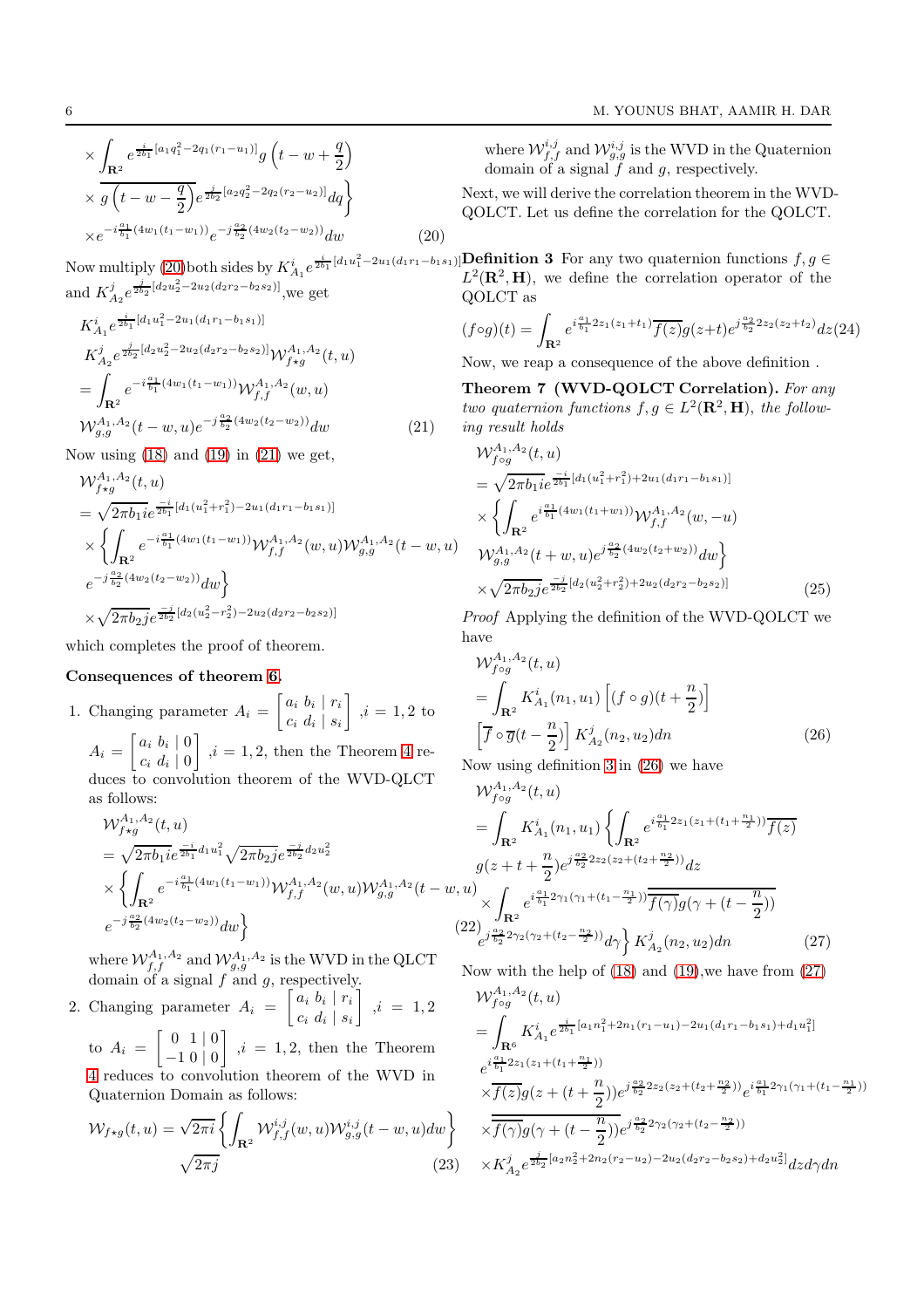$$\times \int_{\mathbf{R}^2} e^{\frac{i}{2b_1}[a_1 q_1^2 - 2q_1(r_1 - u_1)]} g\left(t - w + \frac{q}{2}\right)$$
$$\times \overline{g\left(t - w - \frac{q}{2}\right)} e^{\frac{j}{2b_2}[a_2 q_2^2 - 2q_2(r_2 - u_2)]} dq\Big\}$$
$$\times e^{-i\frac{a_1}{b_1}(4w_1(t_1 - w_1))} e^{-j\frac{a_2}{b_2}(4w_2(t_2 - w_2))} dw \qquad (20)$$

Now multiply (20) both sides by $K^i_{A_1} e^{\frac{i}{2b_1}[d_1 u_1^2 - 2u_1(d_1 r_1 - b_1 s_1)]}$ and $K^j_{A_2} e^{\frac{j}{2b_2}[d_2 u_2^2 - 2u_2(d_2 r_2 - b_2 s_2)]}$, we get

$$K^i_{A_1} e^{\frac{i}{2b_1}[d_1 u_1^2 - 2u_1(d_1 r_1 - b_1 s_1)]}$$
$$K^j_{A_2} e^{\frac{j}{2b_2}[d_2 u_2^2 - 2u_2(d_2 r_2 - b_2 s_2)]} \mathcal{W}^{A_1,A_2}_{f\star g}(t,u)$$
$$= \int_{\mathbf{R}^2} e^{-i\frac{a_1}{b_1}(4w_1(t_1 - w_1))} \mathcal{W}^{A_1,A_2}_{f,f}(w,u)$$
$$\mathcal{W}^{A_1,A_2}_{g,g}(t-w,u) e^{-j\frac{a_2}{b_2}(4w_2(t_2 - w_2))} dw \qquad (21)$$

Now using (18) and (19) in (21) we get,

$$\mathcal{W}^{A_1,A_2}_{f\star g}(t,u)$$
$$= \sqrt{2\pi b_1 i} e^{\frac{-i}{2b_1}[d_1(u_1^2 + r_1^2) - 2u_1(d_1 r_1 - b_1 s_1)]}$$
$$\times \Big\{\int_{\mathbf{R}^2} e^{-i\frac{a_1}{b_1}(4w_1(t_1 - w_1))} \mathcal{W}^{A_1,A_2}_{f,f}(w,u) \mathcal{W}^{A_1,A_2}_{g,g}(t-w,u)$$
$$e^{-j\frac{a_2}{b_2}(4w_2(t_2 - w_2))} dw\Big\}$$
$$\times \sqrt{2\pi b_2 j} e^{\frac{-j}{2b_2}[d_2(u_2^2 - r_2^2) - 2u_2(d_2 r_2 - b_2 s_2)]}$$

which completes the proof of theorem.

**Consequences of theorem 6.**

1. Changing parameter $A_i = \begin{bmatrix} a_i & b_i & | & r_i \\ c_i & d_i & | & s_i \end{bmatrix}$ ,$i = 1, 2$ to $A_i = \begin{bmatrix} a_i & b_i & | & 0 \\ c_i & d_i & | & 0 \end{bmatrix}$ ,$i = 1, 2$, then the Theorem 4 reduces to convolution theorem of the WVD-QLCT as follows:

$$\mathcal{W}^{A_1,A_2}_{f\star g}(t,u)$$
$$= \sqrt{2\pi b_1 i} e^{\frac{-i}{2b_1} d_1 u_1^2} \sqrt{2\pi b_2 j} e^{\frac{-j}{2b_2} d_2 u_2^2}$$
$$\times \Big\{\int_{\mathbf{R}^2} e^{-i\frac{a_1}{b_1}(4w_1(t_1 - w_1))} \mathcal{W}^{A_1,A_2}_{f,f}(w,u) \mathcal{W}^{A_1,A_2}_{g,g}(t-w,u)$$
$$e^{-j\frac{a_2}{b_2}(4w_2(t_2 - w_2))} dw\Big\} \qquad (22)$$

where $\mathcal{W}^{A_1,A_2}_{f,f}$ and $\mathcal{W}^{A_1,A_2}_{g,g}$ is the WVD in the QLCT domain of a signal $f$ and $g$, respectively.

2. Changing parameter $A_i = \begin{bmatrix} a_i & b_i & | & r_i \\ c_i & d_i & | & s_i \end{bmatrix}$ ,$i = 1, 2$ to $A_i = \begin{bmatrix} 0 & 1 & | & 0 \\ -1 & 0 & | & 0 \end{bmatrix}$ ,$i = 1, 2$, then the Theorem 4 reduces to convolution theorem of the WVD in Quaternion Domain as follows:

$$\mathcal{W}_{f\star g}(t,u) = \sqrt{2\pi i}\Big\{\int_{\mathbf{R}^2} \mathcal{W}^{i,j}_{f,f}(w,u) \mathcal{W}^{i,j}_{g,g}(t-w,u) dw\Big\}$$
$$\sqrt{2\pi j} \qquad (23)$$

where $\mathcal{W}^{i,j}_{f,f}$ and $\mathcal{W}^{i,j}_{g,g}$ is the WVD in the Quaternion domain of a signal $f$ and $g$, respectively.

Next, we will derive the correlation theorem in the WVD-QOLCT. Let us define the correlation for the QOLCT.

**Definition 3** For any two quaternion functions $f, g \in L^2(\mathbf{R}^2, \mathbf{H})$, we define the correlation operator of the QOLCT as

$$(f \circ g)(t) = \int_{\mathbf{R}^2} e^{i\frac{a_1}{b_1} 2z_1(z_1 + t_1)} \overline{f(z)} g(z+t) e^{j\frac{a_2}{b_2} 2z_2(z_2 + t_2)} dz \qquad (24)$$

Now, we reap a consequence of the above definition .

**Theorem 7 (WVD-QOLCT Correlation).** *For any two quaternion functions $f, g \in L^2(\mathbf{R}^2, \mathbf{H})$, the following result holds*

$$\mathcal{W}^{A_1,A_2}_{f\circ g}(t,u)$$
$$= \sqrt{2\pi b_1 i} e^{\frac{-i}{2b_1}[d_1(u_1^2 + r_1^2) + 2u_1(d_1 r_1 - b_1 s_1)]}$$
$$\times \Big\{\int_{\mathbf{R}^2} e^{i\frac{a_1}{b_1}(4w_1(t_1 + w_1))} \mathcal{W}^{A_1,A_2}_{f,f}(w,-u)$$
$$\mathcal{W}^{A_1,A_2}_{g,g}(t+w,u) e^{j\frac{a_2}{b_2}(4w_2(t_2 + w_2))} dw\Big\}$$
$$\times \sqrt{2\pi b_2 j} e^{\frac{-j}{2b_2}[d_2(u_2^2 + r_2^2) + 2u_2(d_2 r_2 - b_2 s_2)]} \qquad (25)$$

*Proof* Applying the definition of the WVD-QOLCT we have

$$\mathcal{W}^{A_1,A_2}_{f\circ g}(t,u)$$
$$= \int_{\mathbf{R}^2} K^i_{A_1}(n_1,u_1) \left[(f \circ g)(t + \frac{n}{2})\right]$$
$$\left[\overline{f} \circ \overline{g}(t - \frac{n}{2})\right] K^j_{A_2}(n_2,u_2) dn \qquad (26)$$

Now using definition 3 in (26) we have

$$\mathcal{W}^{A_1,A_2}_{f\circ g}(t,u)$$
$$= \int_{\mathbf{R}^2} K^i_{A_1}(n_1,u_1) \Big\{\int_{\mathbf{R}^2} e^{i\frac{a_1}{b_1} 2z_1(z_1 + (t_1 + \frac{n_1}{2}))} \overline{f(z)}$$
$$g(z + t + \frac{n}{2}) e^{j\frac{a_2}{b_2} 2z_2(z_2 + (t_2 + \frac{n_2}{2}))} dz$$
$$\times \int_{\mathbf{R}^2} e^{i\frac{a_1}{b_1} 2\gamma_1(\gamma_1 + (t_1 - \frac{n_1}{2}))} \overline{\overline{f(\gamma)} g(\gamma + (t - \frac{n}{2}))}$$
$$e^{j\frac{a_2}{b_2} 2\gamma_2(\gamma_2 + (t_2 - \frac{n_2}{2}))} d\gamma\Big\} K^j_{A_2}(n_2,u_2) dn \qquad (27)$$

Now with the help of (18) and (19), we have from (27)

$$\mathcal{W}^{A_1,A_2}_{f\circ g}(t,u)$$
$$= \int_{\mathbf{R}^6} K^i_{A_1} e^{\frac{i}{2b_1}[a_1 n_1^2 + 2n_1(r_1 - u_1) - 2u_1(d_1 r_1 - b_1 s_1) + d_1 u_1^2]}$$
$$e^{i\frac{a_1}{b_1} 2z_1(z_1 + (t_1 + \frac{n_1}{2}))}$$
$$\times \overline{f(z)} g(z + (t + \frac{n}{2})) e^{j\frac{a_2}{b_2} 2z_2(z_2 + (t_2 + \frac{n_2}{2}))} e^{i\frac{a_1}{b_1} 2\gamma_1(\gamma_1 + (t_1 - \frac{n_1}{2}))}$$
$$\times \overline{\overline{f(\gamma)} g(\gamma + (t - \frac{n}{2}))} e^{j\frac{a_2}{b_2} 2\gamma_2(\gamma_2 + (t_2 - \frac{n_2}{2}))}$$
$$\times K^j_{A_2} e^{\frac{j}{2b_2}[a_2 n_2^2 + 2n_2(r_2 - u_2) - 2u_2(d_2 r_2 - b_2 s_2) + d_2 u_2^2]} dz d\gamma dn$$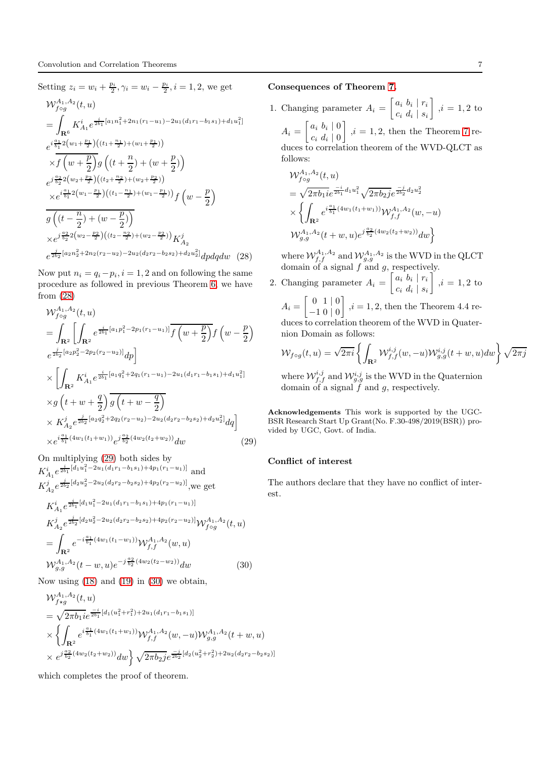Setting $z_i = w_i + \frac{p_i}{2}, \gamma_i = w_i - \frac{p_i}{2}, i = 1, 2$, we get

$$
\begin{aligned}
&\mathcal{W}_{f\circ g}^{A_1,A_2}(t,u) \\
&= \int_{\mathbf{R}^6} K_{A_1}^i e^{\frac{i}{2b_1}[a_1 n_1^2 + 2n_1(r_1-u_1) - 2u_1(d_1 r_1 - b_1 s_1) + d_1 u_1^2]} \\
&e^{i\frac{a_1}{b_1}2\left(w_1+\frac{p_1}{2}\right)\left((t_1+\frac{n_1}{2})+(w_1+\frac{p_1}{2})\right)} \\
&\times \overline{f\left(w+\frac{p}{2}\right)} g\left((t+\frac{n}{2})+(w+\frac{p}{2})\right) \\
&e^{j\frac{a_2}{b_2}2\left(w_2+\frac{p_2}{2}\right)\left((t_2+\frac{n_2}{2})+(w_2+\frac{p_2}{2})\right)} \\
&\times e^{i\frac{a_1}{b_1}2\left(w_1-\frac{p_1}{2}\right)\left((t_1-\frac{n_1}{2})+(w_1-\frac{p_1}{2})\right)} f\left(w-\frac{p}{2}\right) \\
&\overline{g\left((t-\frac{n}{2})+(w-\frac{p}{2})\right)} \\
&\times e^{j\frac{a_2}{b_2}2\left(w_2-\frac{p_2}{2}\right)\left((t_2-\frac{n_2}{2})+(w_2-\frac{p_2}{2})\right)} K_{A_2}^j \\
&e^{\frac{j}{2b_2}[a_2 n_2^2 + 2n_2(r_2-u_2) - 2u_2(d_2 r_2 - b_2 s_2) + d_2 u_2^2]} dp\,dq\,dw \qquad (28)
\end{aligned}
$$

Now put $n_i = q_i - p_i, i = 1, 2$ and on following the same procedure as followed in previous Theorem 6, we have from (28)

$$
\begin{aligned}
&\mathcal{W}_{f\circ g}^{A_1,A_2}(t,u) \\
&= \int_{\mathbf{R}^2} \left[ \int_{\mathbf{R}^2} e^{\frac{i}{2b_1}[a_1 p_1^2 - 2p_1(r_1-u_1)]} \overline{f\left(w+\frac{p}{2}\right)} f\left(w-\frac{p}{2}\right) \right. \\
&\left. e^{\frac{j}{2b_2}[a_2 p_2^2 - 2p_2(r_2-u_2)]} dp \right] \\
&\times \left[ \int_{\mathbf{R}^2} K_{A_1}^i e^{\frac{i}{2b_1}[a_1 q_1^2 + 2q_1(r_1-u_1) - 2u_1(d_1 r_1 - b_1 s_1) + d_1 u_1^2]} \right. \\
&\times g\left(t+w+\frac{q}{2}\right) \overline{g\left(t+w-\frac{q}{2}\right)} \\
&\left. \times K_{A_2}^j e^{\frac{j}{2b_2}[a_2 q_2^2 + 2q_2(r_2-u_2) - 2u_2(d_2 r_2 - b_2 s_2) + d_2 u_2^2]} dq \right] \\
&\times e^{i\frac{a_1}{b_1}(4w_1(t_1+w_1))} e^{j\frac{a_2}{b_2}(4w_2(t_2+w_2))} dw \qquad (29)
\end{aligned}
$$

On multiplying (29) both sides by $K_{A_1}^i e^{\frac{i}{2b_1}[d_1 u_1^2 - 2u_1(d_1 r_1 - b_1 s_1) + 4p_1(r_1-u_1)]}$ and $K_{A_2}^j e^{\frac{j}{2b_2}[d_2 u_2^2 - 2u_2(d_2 r_2 - b_2 s_2) + 4p_2(r_2-u_2)]}$, we get

$$
\begin{aligned}
&K_{A_1}^i e^{\frac{i}{2b_1}[d_1 u_1^2 - 2u_1(d_1 r_1 - b_1 s_1) + 4p_1(r_1-u_1)]} \\
&K_{A_2}^j e^{\frac{j}{2b_2}[d_2 u_2^2 - 2u_2(d_2 r_2 - b_2 s_2) + 4p_2(r_2-u_2)]} \mathcal{W}_{f\circ g}^{A_1,A_2}(t,u) \\
&= \int_{\mathbf{R}^2} e^{-i\frac{a_1}{b_1}(4w_1(t_1-w_1))} \mathcal{W}_{f,f}^{A_1,A_2}(w,u) \\
&\mathcal{W}_{g,g}^{A_1,A_2}(t-w,u) e^{-j\frac{a_2}{b_2}(4w_2(t_2-w_2))} dw \qquad (30)
\end{aligned}
$$

Now using (18) and (19) in (30) we obtain,

$$
\begin{aligned}
&\mathcal{W}_{f\star g}^{A_1,A_2}(t,u) \\
&= \sqrt{2\pi b_1 i}\, e^{\frac{-i}{2b_1}[d_1(u_1^2+r_1^2) + 2u_1(d_1 r_1 - b_1 s_1)]} \\
&\times \left\{ \int_{\mathbf{R}^2} e^{i\frac{a_1}{b_1}(4w_1(t_1+w_1))} \mathcal{W}_{f,f}^{A_1,A_2}(w,-u) \mathcal{W}_{g,g}^{A_1,A_2}(t+w,u) \right. \\
&\left. \times\ e^{j\frac{a_2}{b_2}(4w_2(t_2+w_2))} dw \right\} \sqrt{2\pi b_2 j}\, e^{\frac{-j}{2b_2}[d_2(u_2^2+r_2^2) + 2u_2(d_2 r_2 - b_2 s_2)]}
\end{aligned}
$$

which completes the proof of theorem.

**Consequences of Theorem 7.**

1. Changing parameter $A_i = \begin{bmatrix} a_i & b_i & | & r_i \\ c_i & d_i & | & s_i \end{bmatrix}$ ,$i = 1, 2$ to $A_i = \begin{bmatrix} a_i & b_i & | & 0 \\ c_i & d_i & | & 0 \end{bmatrix}$ ,$i = 1, 2$, then the Theorem 7 reduces to correlation theorem of the WVD-QLCT as follows:

$$
\begin{aligned}
&\mathcal{W}_{f\circ g}^{A_1,A_2}(t,u) \\
&= \sqrt{2\pi b_1 i}\, e^{\frac{-i}{2b_1}d_1 u_1^2} \sqrt{2\pi b_2 j}\, e^{\frac{-j}{2b_2}d_2 u_2^2} \\
&\times \left\{ \int_{\mathbf{R}^2} e^{i\frac{a_1}{b_1}(4w_1(t_1+w_1))} \mathcal{W}_{f,f}^{A_1,A_2}(w,-u) \right. \\
&\left. \mathcal{W}_{g,g}^{A_1,A_2}(t+w,u) e^{j\frac{a_2}{b_2}(4w_2(t_2+w_2))} dw \right\}
\end{aligned}
$$

where $\mathcal{W}_{f,f}^{A_1,A_2}$ and $\mathcal{W}_{g,g}^{A_1,A_2}$ is the WVD in the QLCT domain of a signal $f$ and $g$, respectively.

2. Changing parameter $A_i = \begin{bmatrix} a_i & b_i & | & r_i \\ c_i & d_i & | & s_i \end{bmatrix}$ ,$i = 1, 2$ to $A_i = \begin{bmatrix} 0 & 1 & | & 0 \\ -1 & 0 & | & 0 \end{bmatrix}$ ,$i = 1, 2$, then the Theorem 4.4 reduces to correlation theorem of the WVD in Quaternion Domain as follows:

$$
\mathcal{W}_{f\circ g}(t,u) = \sqrt{2\pi i} \left\{ \int_{\mathbf{R}^2} \mathcal{W}_{f,f}^{i,j}(w,-u) \mathcal{W}_{g,g}^{i,j}(t+w,u) dw \right\} \sqrt{2\pi j}
$$

where $\mathcal{W}_{f,f}^{i,j}$ and $\mathcal{W}_{g,g}^{i,j}$ is the WVD in the Quaternion domain of a signal $f$ and $g$, respectively.

**Acknowledgements** This work is supported by the UGC-BSR Research Start Up Grant(No. F.30-498/2019(BSR)) provided by UGC, Govt. of India.

## Conflict of interest

The authors declare that they have no conflict of interest.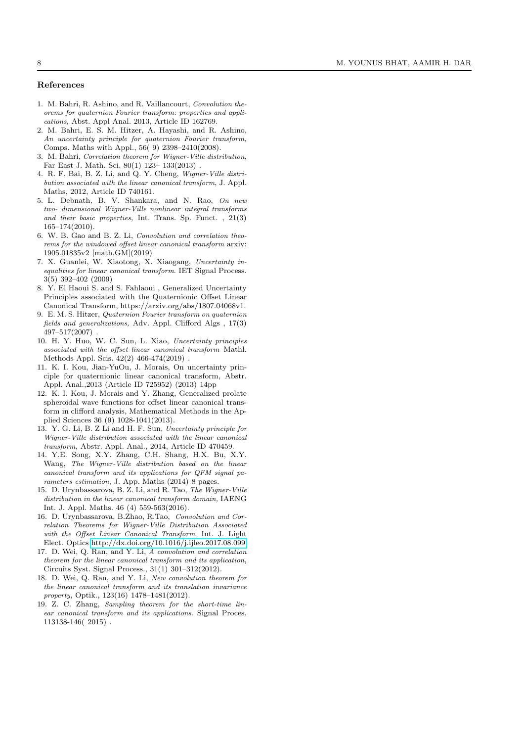## References

1. M. Bahri, R. Ashino, and R. Vaillancourt, *Convolution theorems for quaternion Fourier transform: properties and applications*, Abst. Appl Anal. 2013, Article ID 162769.
2. M. Bahri, E. S. M. Hitzer, A. Hayashi, and R. Ashino, *An uncertainty principle for quaternion Fourier transform,* Comps. Maths with Appl., 56( 9) 2398–2410(2008).
3. M. Bahri, *Correlation theorem for Wigner-Ville distribution*, Far East J. Math. Sci. 80(1) 123– 133(2013) .
4. R. F. Bai, B. Z. Li, and Q. Y. Cheng, *Wigner-Ville distribution associated with the linear canonical transform*, J. Appl. Maths, 2012, Article ID 740161.
5. L. Debnath, B. V. Shankara, and N. Rao, *On new two- dimensional Wigner-Ville nonlinear integral transforms and their basic properties*, Int. Trans. Sp. Funct. , 21(3) 165–174(2010).
6. W. B. Gao and B. Z. Li, *Convolution and correlation theorems for the windowed offset linear canonical transform* arxiv: 1905.01835v2 [math.GM](2019)
7. X. Guanlei, W. Xiaotong, X. Xiaogang, *Uncertainty inequalities for linear canonical transform*. IET Signal Process. 3(5) 392–402 (2009)
8. Y. El Haoui S. and S. Fahlaoui , Generalized Uncertainty Principles associated with the Quaternionic Offset Linear Canonical Transform, https://arxiv.org/abs/1807.04068v1.
9. E. M. S. Hitzer, *Quaternion Fourier transform on quaternion fields and generalizations,* Adv. Appl. Clifford Algs , 17(3) 497–517(2007) .
10. H. Y. Huo, W. C. Sun, L. Xiao, *Uncertainty principles associated with the offset linear canonical transform* Mathl. Methods Appl. Scis. 42(2) 466-474(2019) .
11. K. I. Kou, Jian-YuOu, J. Morais, On uncertainty principle for quaternionic linear canonical transform, Abstr. Appl. Anal.,2013 (Article ID 725952) (2013) 14pp
12. K. I. Kou, J. Morais and Y. Zhang, Generalized prolate spheroidal wave functions for offset linear canonical transform in clifford analysis, Mathematical Methods in the Applied Sciences 36 (9) 1028-1041(2013).
13. Y. G. Li, B. Z Li and H. F. Sun, *Uncertainty principle for Wigner-Ville distribution associated with the linear canonical transform*, Abstr. Appl. Anal., 2014, Article ID 470459.
14. Y.E. Song, X.Y. Zhang, C.H. Shang, H.X. Bu, X.Y. Wang, *The Wigner-Ville distribution based on the linear canonical transform and its applications for QFM signal parameters estimation*, J. App. Maths (2014) 8 pages.
15. D. Urynbassarova, B. Z. Li, and R. Tao, *The Wigner-Ville distribution in the linear canonical transform domain,* IAENG Int. J. Appl. Maths. 46 (4) 559-563(2016).
16. D. Urynbassarova, B.Zhao, R.Tao, *Convolution and Correlation Theorems for Wigner-Ville Distribution Associated with the Offset Linear Canonical Transform*. Int. J. Light Elect. Optics http://dx.doi.org/10.1016/j.ijleo.2017.08.099
17. D. Wei, Q. Ran, and Y. Li, *A convolution and correlation theorem for the linear canonical transform and its application*, Circuits Syst. Signal Process., 31(1) 301–312(2012).
18. D. Wei, Q. Ran, and Y. Li, *New convolution theorem for the linear canonical transform and its translation invariance property*, Optik., 123(16) 1478–1481(2012).
19. Z. C. Zhang, *Sampling theorem for the short-time linear canonical transform and its applications*. Signal Proces. 113138-146( 2015) .